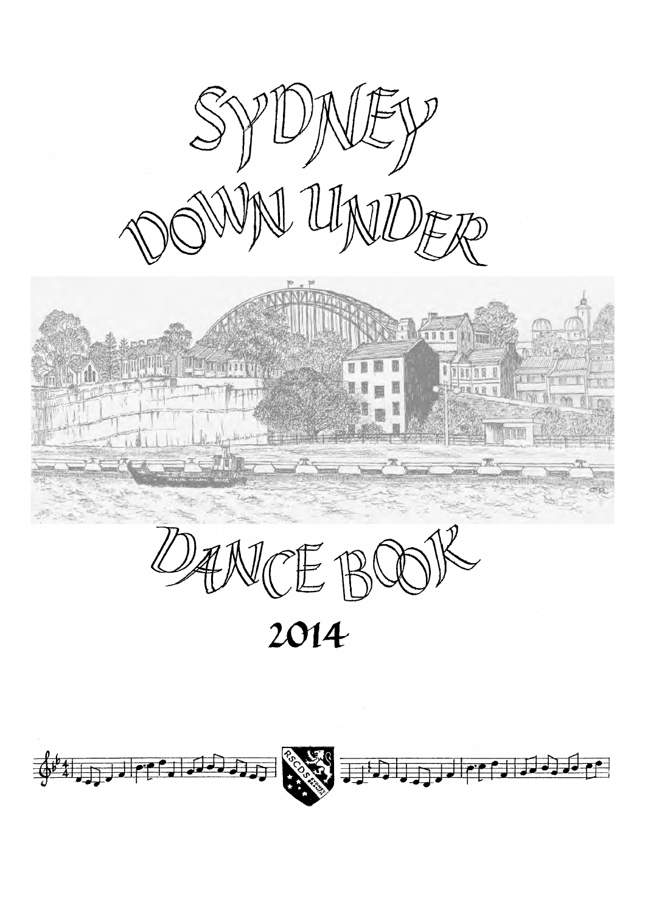# SYDNEY DOWN UNDER

# DANCE BOOK

## 2014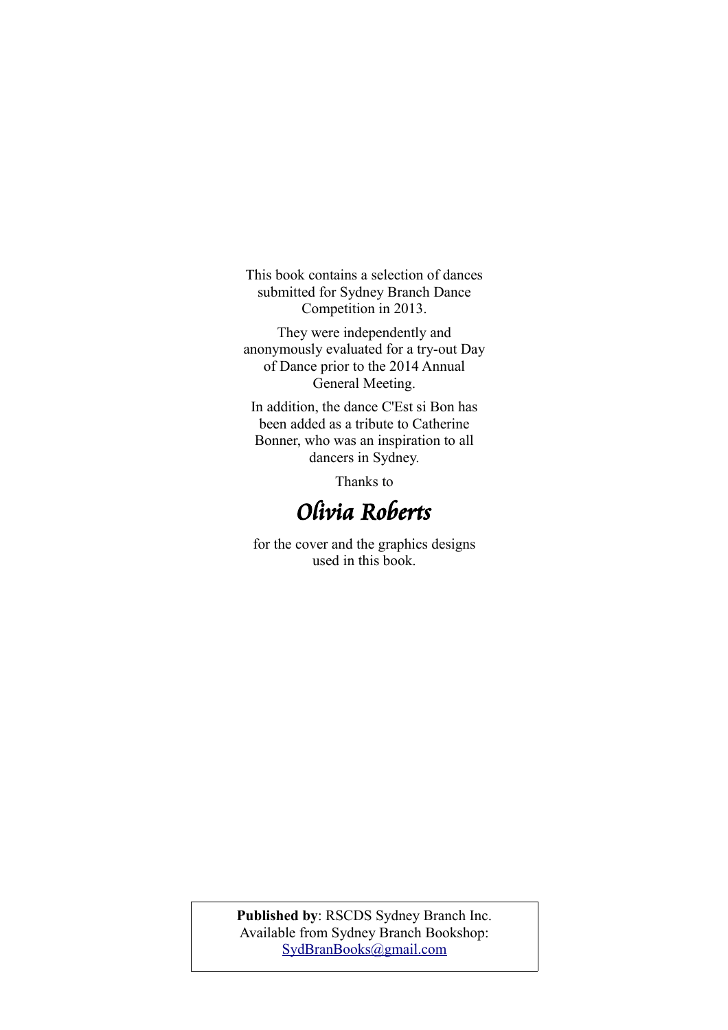This book contains a selection of dances submitted for Sydney Branch Dance Competition in 2013.

They were independently and anonymously evaluated for a try-out Day of Dance prior to the 2014 Annual General Meeting.

In addition, the dance C'Est si Bon has been added as a tribute to Catherine Bonner, who was an inspiration to all dancers in Sydney.

Thanks to

*Olivia Roberts*

for the cover and the graphics designs used in this book.

**Published by**: RSCDS Sydney Branch Inc.
Available from Sydney Branch Bookshop:
SydBranBooks@gmail.com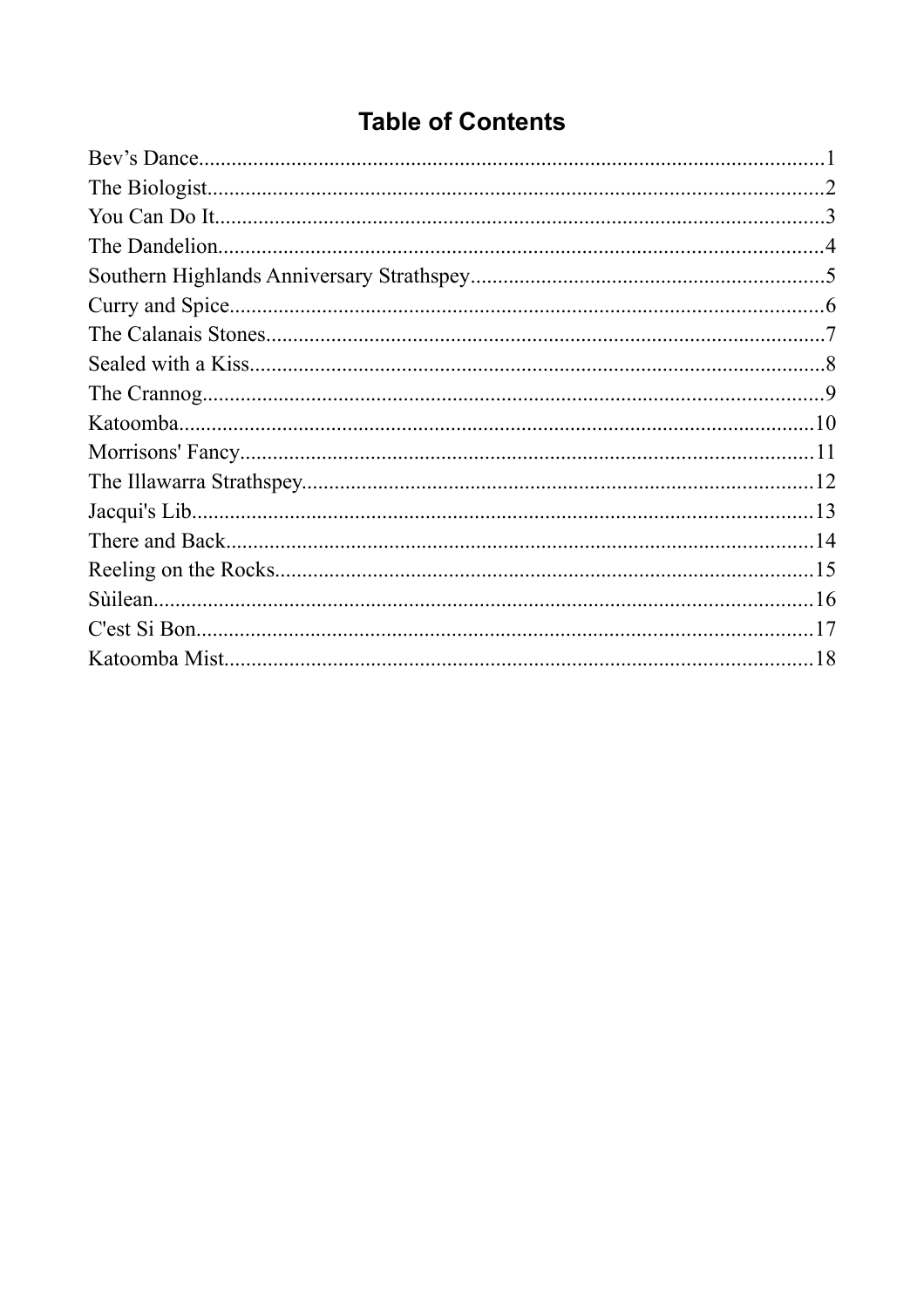## Table of Contents

Bev’s Dance.....1
The Biologist.....2
You Can Do It.....3
The Dandelion.....4
Southern Highlands Anniversary Strathspey.....5
Curry and Spice.....6
The Calanais Stones.....7
Sealed with a Kiss.....8
The Crannog.....9
Katoomba.....10
Morrisons' Fancy.....11
The Illawarra Strathspey.....12
Jacqui's Lib.....13
There and Back.....14
Reeling on the Rocks.....15
Sùilean.....16
C'est Si Bon.....17
Katoomba Mist.....18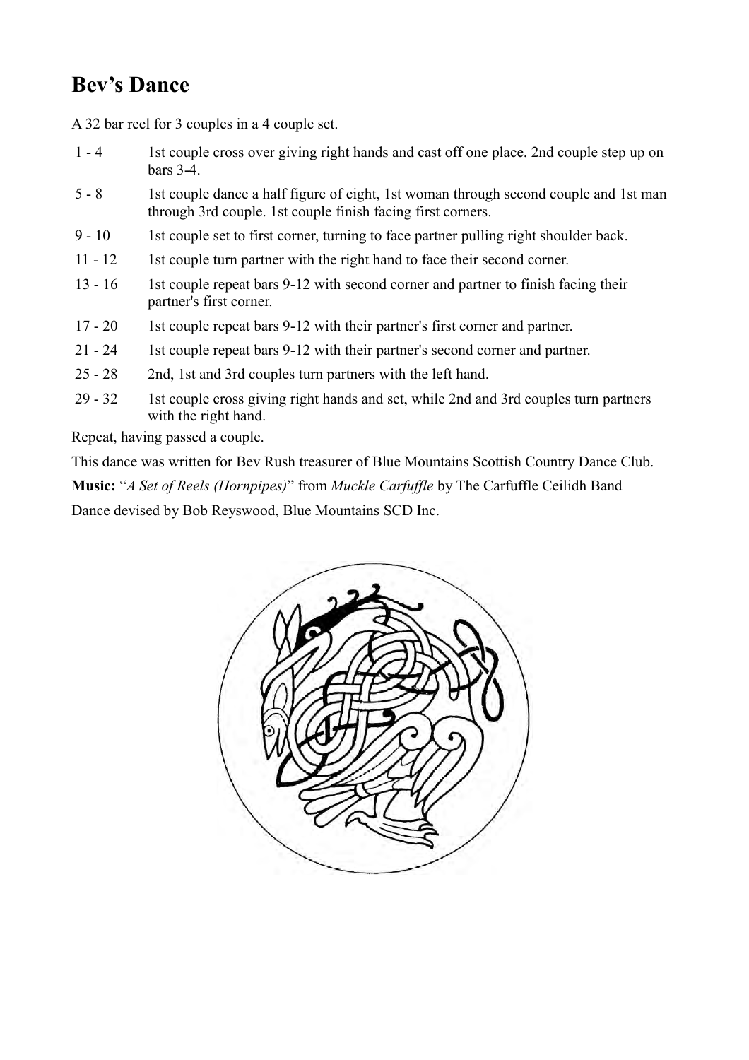## Bev's Dance

A 32 bar reel for 3 couples in a 4 couple set.

| | |
|---|---|
| 1 - 4 | 1st couple cross over giving right hands and cast off one place. 2nd couple step up on bars 3-4. |
| 5 - 8 | 1st couple dance a half figure of eight, 1st woman through second couple and 1st man through 3rd couple. 1st couple finish facing first corners. |
| 9 - 10 | 1st couple set to first corner, turning to face partner pulling right shoulder back. |
| 11 - 12 | 1st couple turn partner with the right hand to face their second corner. |
| 13 - 16 | 1st couple repeat bars 9-12 with second corner and partner to finish facing their partner's first corner. |
| 17 - 20 | 1st couple repeat bars 9-12 with their partner's first corner and partner. |
| 21 - 24 | 1st couple repeat bars 9-12 with their partner's second corner and partner. |
| 25 - 28 | 2nd, 1st and 3rd couples turn partners with the left hand. |
| 29 - 32 | 1st couple cross giving right hands and set, while 2nd and 3rd couples turn partners with the right hand. |

Repeat, having passed a couple.

This dance was written for Bev Rush treasurer of Blue Mountains Scottish Country Dance Club.

**Music:** "*A Set of Reels (Hornpipes)*" from *Muckle Carfuffle* by The Carfuffle Ceilidh Band

Dance devised by Bob Reyswood, Blue Mountains SCD Inc.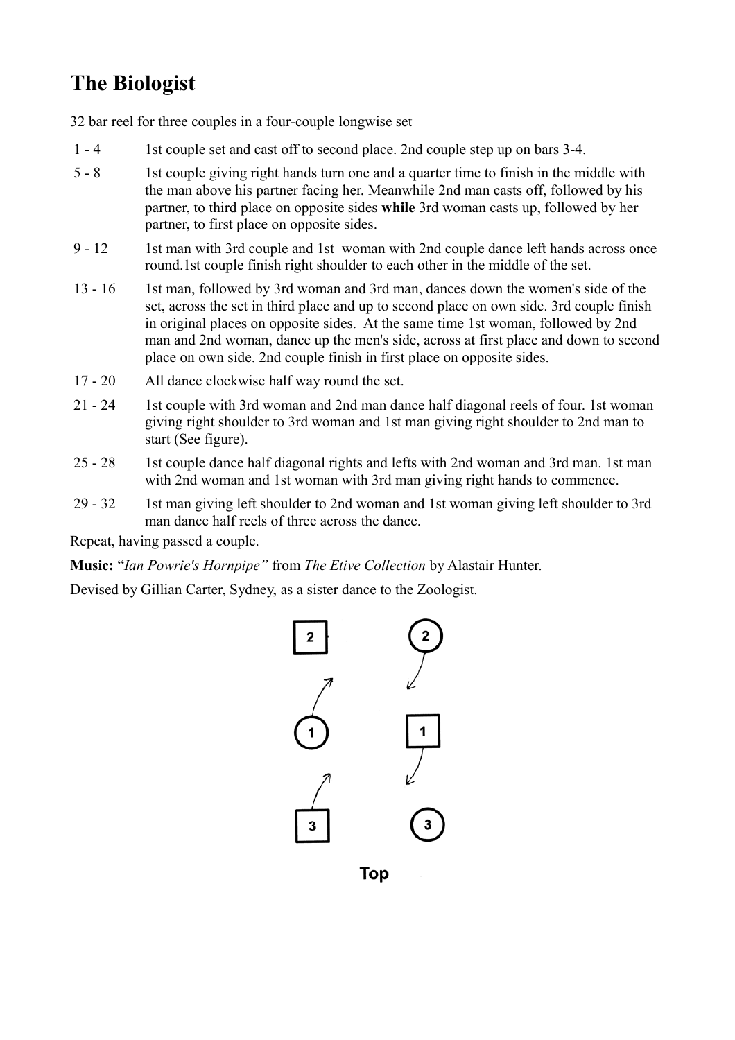# The Biologist

32 bar reel for three couples in a four-couple longwise set

| | |
|---|---|
| 1 - 4 | 1st couple set and cast off to second place. 2nd couple step up on bars 3-4. |
| 5 - 8 | 1st couple giving right hands turn one and a quarter time to finish in the middle with the man above his partner facing her. Meanwhile 2nd man casts off, followed by his partner, to third place on opposite sides **while** 3rd woman casts up, followed by her partner, to first place on opposite sides. |
| 9 - 12 | 1st man with 3rd couple and 1st woman with 2nd couple dance left hands across once round.1st couple finish right shoulder to each other in the middle of the set. |
| 13 - 16 | 1st man, followed by 3rd woman and 3rd man, dances down the women's side of the set, across the set in third place and up to second place on own side. 3rd couple finish in original places on opposite sides. At the same time 1st woman, followed by 2nd man and 2nd woman, dance up the men's side, across at first place and down to second place on own side. 2nd couple finish in first place on opposite sides. |
| 17 - 20 | All dance clockwise half way round the set. |
| 21 - 24 | 1st couple with 3rd woman and 2nd man dance half diagonal reels of four. 1st woman giving right shoulder to 3rd woman and 1st man giving right shoulder to 2nd man to start (See figure). |
| 25 - 28 | 1st couple dance half diagonal rights and lefts with 2nd woman and 3rd man. 1st man with 2nd woman and 1st woman with 3rd man giving right hands to commence. |
| 29 - 32 | 1st man giving left shoulder to 2nd woman and 1st woman giving left shoulder to 3rd man dance half reels of three across the dance. |

Repeat, having passed a couple.

**Music:** "*Ian Powrie's Hornpipe"* from *The Etive Collection* by Alastair Hunter.

Devised by Gillian Carter, Sydney, as a sister dance to the Zoologist.

Top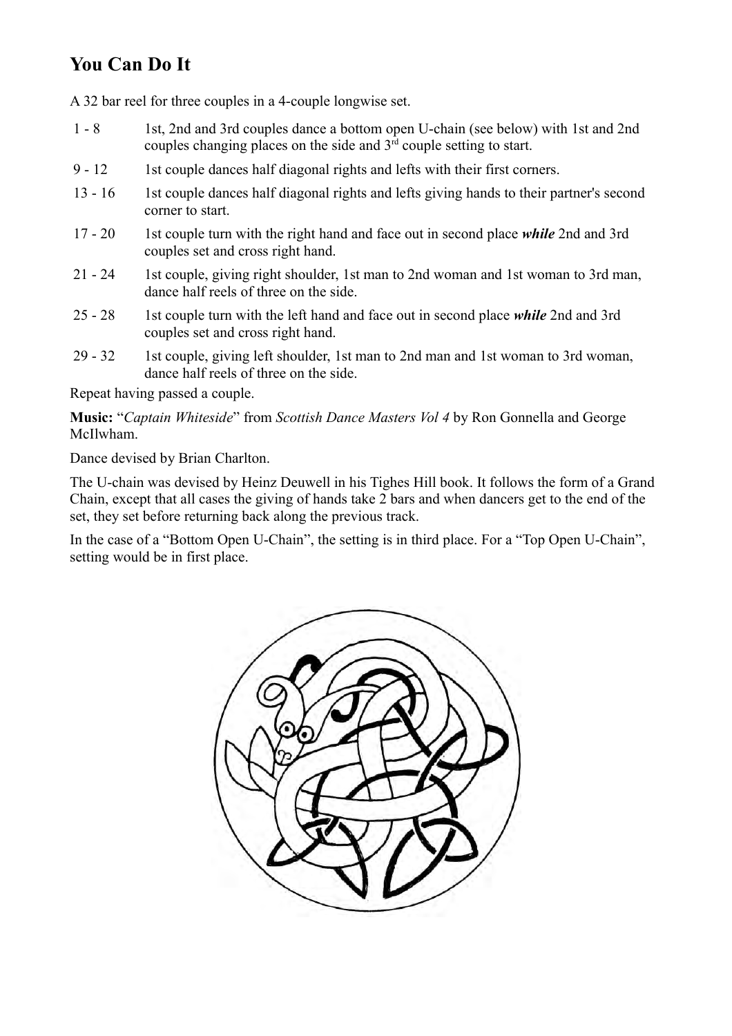## You Can Do It

A 32 bar reel for three couples in a 4-couple longwise set.

| | |
|---|---|
| 1 - 8 | 1st, 2nd and 3rd couples dance a bottom open U-chain (see below) with 1st and 2nd couples changing places on the side and 3rd couple setting to start. |
| 9 - 12 | 1st couple dances half diagonal rights and lefts with their first corners. |
| 13 - 16 | 1st couple dances half diagonal rights and lefts giving hands to their partner's second corner to start. |
| 17 - 20 | 1st couple turn with the right hand and face out in second place ***while*** 2nd and 3rd couples set and cross right hand. |
| 21 - 24 | 1st couple, giving right shoulder, 1st man to 2nd woman and 1st woman to 3rd man, dance half reels of three on the side. |
| 25 - 28 | 1st couple turn with the left hand and face out in second place ***while*** 2nd and 3rd couples set and cross right hand. |
| 29 - 32 | 1st couple, giving left shoulder, 1st man to 2nd man and 1st woman to 3rd woman, dance half reels of three on the side. |

Repeat having passed a couple.

**Music:** "*Captain Whiteside*" from *Scottish Dance Masters Vol 4* by Ron Gonnella and George McIlwham.

Dance devised by Brian Charlton.

The U-chain was devised by Heinz Deuwell in his Tighes Hill book. It follows the form of a Grand Chain, except that all cases the giving of hands take 2 bars and when dancers get to the end of the set, they set before returning back along the previous track.

In the case of a "Bottom Open U-Chain", the setting is in third place. For a "Top Open U-Chain", setting would be in first place.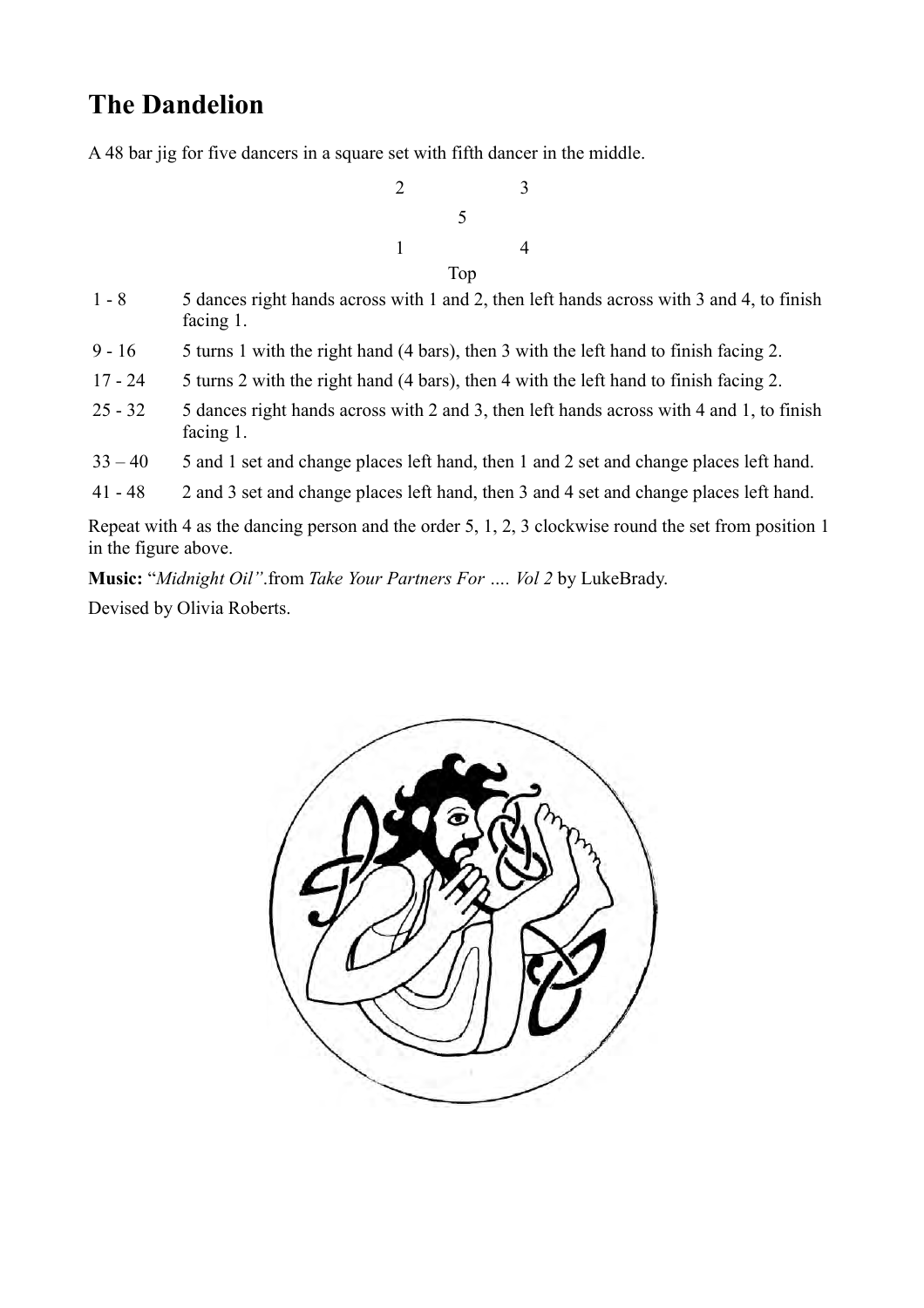# The Dandelion

A 48 bar jig for five dancers in a square set with fifth dancer in the middle.

```
        2           3
              5
        1           4
             Top
```

| | |
|---|---|
| 1 - 8 | 5 dances right hands across with 1 and 2, then left hands across with 3 and 4, to finish facing 1. |
| 9 - 16 | 5 turns 1 with the right hand (4 bars), then 3 with the left hand to finish facing 2. |
| 17 - 24 | 5 turns 2 with the right hand (4 bars), then 4 with the left hand to finish facing 2. |
| 25 - 32 | 5 dances right hands across with 2 and 3, then left hands across with 4 and 1, to finish facing 1. |
| 33 – 40 | 5 and 1 set and change places left hand, then 1 and 2 set and change places left hand. |
| 41 - 48 | 2 and 3 set and change places left hand, then 3 and 4 set and change places left hand. |

Repeat with 4 as the dancing person and the order 5, 1, 2, 3 clockwise round the set from position 1 in the figure above.

**Music:** "*Midnight Oil"*.from *Take Your Partners For …. Vol 2* by LukeBrady.

Devised by Olivia Roberts.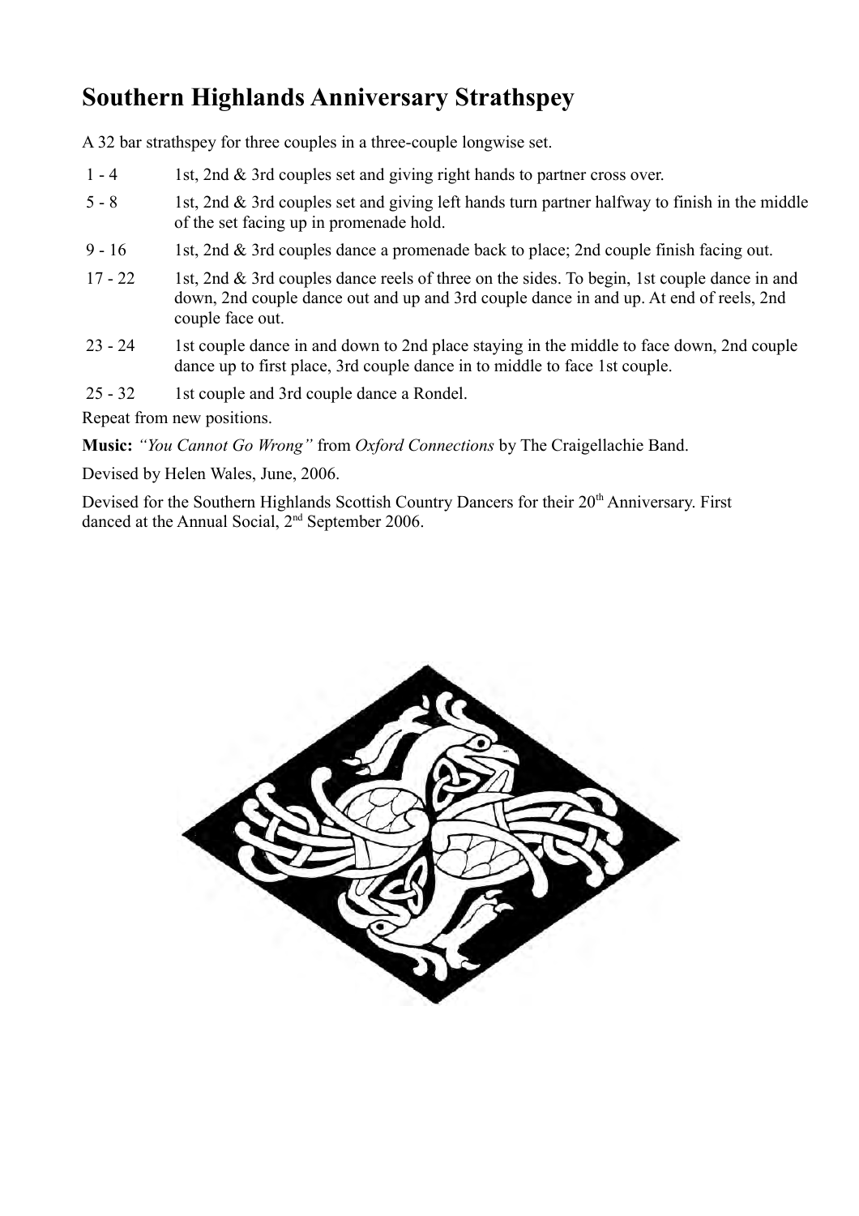# Southern Highlands Anniversary Strathspey

A 32 bar strathspey for three couples in a three-couple longwise set.

| | |
|---|---|
| 1 - 4 | 1st, 2nd & 3rd couples set and giving right hands to partner cross over. |
| 5 - 8 | 1st, 2nd & 3rd couples set and giving left hands turn partner halfway to finish in the middle of the set facing up in promenade hold. |
| 9 - 16 | 1st, 2nd & 3rd couples dance a promenade back to place; 2nd couple finish facing out. |
| 17 - 22 | 1st, 2nd & 3rd couples dance reels of three on the sides. To begin, 1st couple dance in and down, 2nd couple dance out and up and 3rd couple dance in and up. At end of reels, 2nd couple face out. |
| 23 - 24 | 1st couple dance in and down to 2nd place staying in the middle to face down, 2nd couple dance up to first place, 3rd couple dance in to middle to face 1st couple. |
| 25 - 32 | 1st couple and 3rd couple dance a Rondel. |

Repeat from new positions.

**Music:** *"You Cannot Go Wrong"* from *Oxford Connections* by The Craigellachie Band.

Devised by Helen Wales, June, 2006.

Devised for the Southern Highlands Scottish Country Dancers for their 20th Anniversary. First danced at the Annual Social, 2nd September 2006.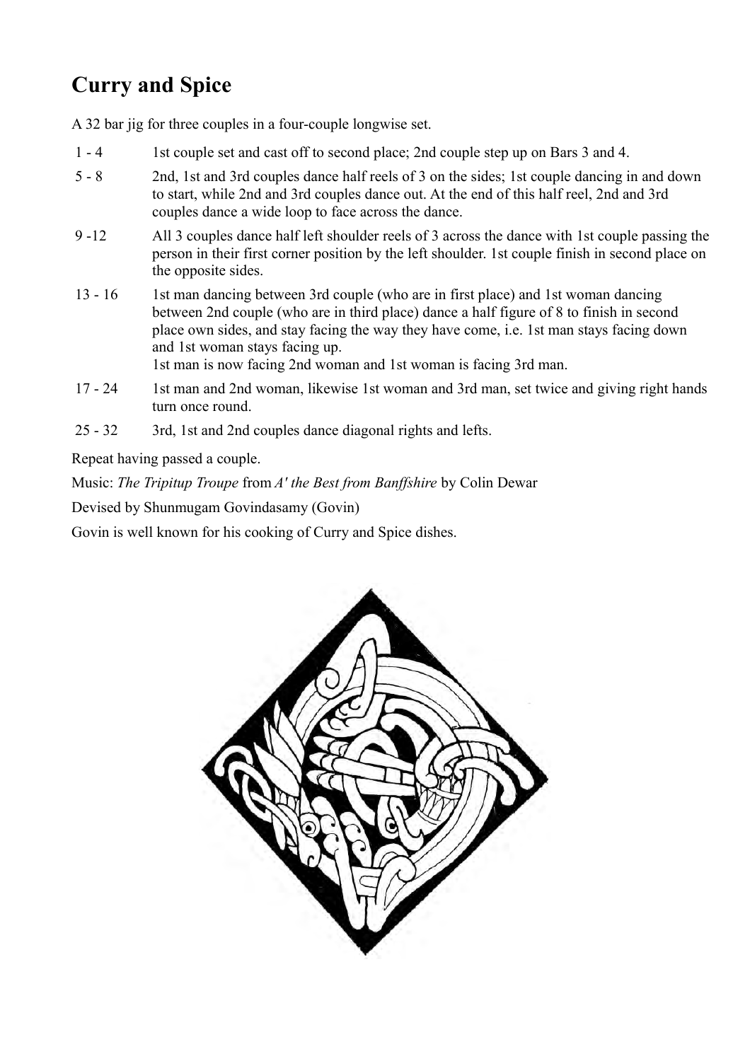# Curry and Spice

A 32 bar jig for three couples in a four-couple longwise set.

| | |
|---|---|
| 1 - 4 | 1st couple set and cast off to second place; 2nd couple step up on Bars 3 and 4. |
| 5 - 8 | 2nd, 1st and 3rd couples dance half reels of 3 on the sides; 1st couple dancing in and down to start, while 2nd and 3rd couples dance out. At the end of this half reel, 2nd and 3rd couples dance a wide loop to face across the dance. |
| 9 -12 | All 3 couples dance half left shoulder reels of 3 across the dance with 1st couple passing the person in their first corner position by the left shoulder. 1st couple finish in second place on the opposite sides. |
| 13 - 16 | 1st man dancing between 3rd couple (who are in first place) and 1st woman dancing between 2nd couple (who are in third place) dance a half figure of 8 to finish in second place own sides, and stay facing the way they have come, i.e. 1st man stays facing down and 1st woman stays facing up. 1st man is now facing 2nd woman and 1st woman is facing 3rd man. |
| 17 - 24 | 1st man and 2nd woman, likewise 1st woman and 3rd man, set twice and giving right hands turn once round. |
| 25 - 32 | 3rd, 1st and 2nd couples dance diagonal rights and lefts. |

Repeat having passed a couple.

Music: *The Tripitup Troupe* from *A' the Best from Banffshire* by Colin Dewar

Devised by Shunmugam Govindasamy (Govin)

Govin is well known for his cooking of Curry and Spice dishes.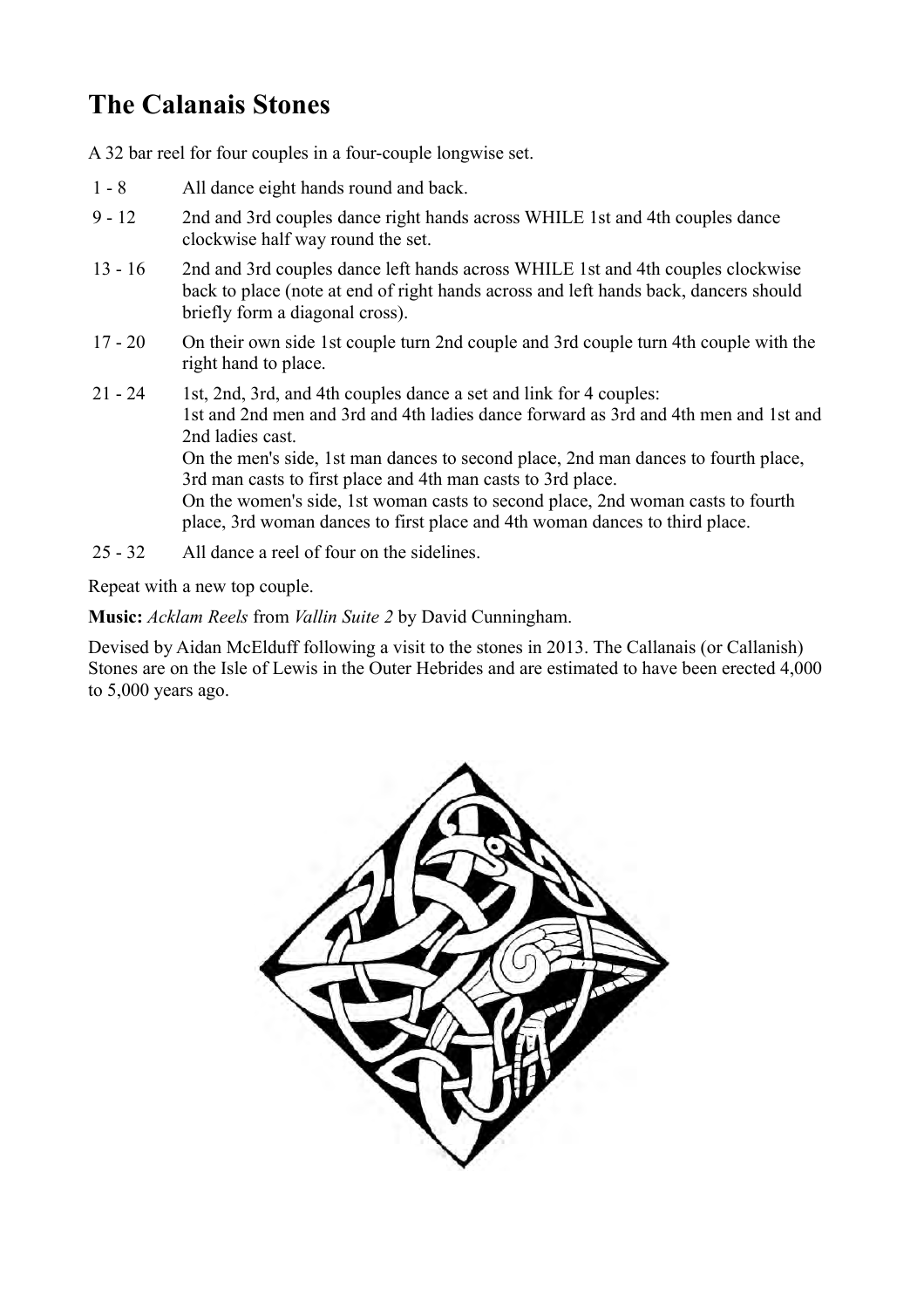# The Calanais Stones

A 32 bar reel for four couples in a four-couple longwise set.

| | |
|---|---|
| 1 - 8 | All dance eight hands round and back. |
| 9 - 12 | 2nd and 3rd couples dance right hands across WHILE 1st and 4th couples dance clockwise half way round the set. |
| 13 - 16 | 2nd and 3rd couples dance left hands across WHILE 1st and 4th couples clockwise back to place (note at end of right hands across and left hands back, dancers should briefly form a diagonal cross). |
| 17 - 20 | On their own side 1st couple turn 2nd couple and 3rd couple turn 4th couple with the right hand to place. |
| 21 - 24 | 1st, 2nd, 3rd, and 4th couples dance a set and link for 4 couples:<br>1st and 2nd men and 3rd and 4th ladies dance forward as 3rd and 4th men and 1st and 2nd ladies cast.<br>On the men's side, 1st man dances to second place, 2nd man dances to fourth place, 3rd man casts to first place and 4th man casts to 3rd place.<br>On the women's side, 1st woman casts to second place, 2nd woman casts to fourth place, 3rd woman dances to first place and 4th woman dances to third place. |
| 25 - 32 | All dance a reel of four on the sidelines. |

Repeat with a new top couple.

**Music:** *Acklam Reels* from *Vallin Suite 2* by David Cunningham.

Devised by Aidan McElduff following a visit to the stones in 2013. The Callanais (or Callanish) Stones are on the Isle of Lewis in the Outer Hebrides and are estimated to have been erected 4,000 to 5,000 years ago.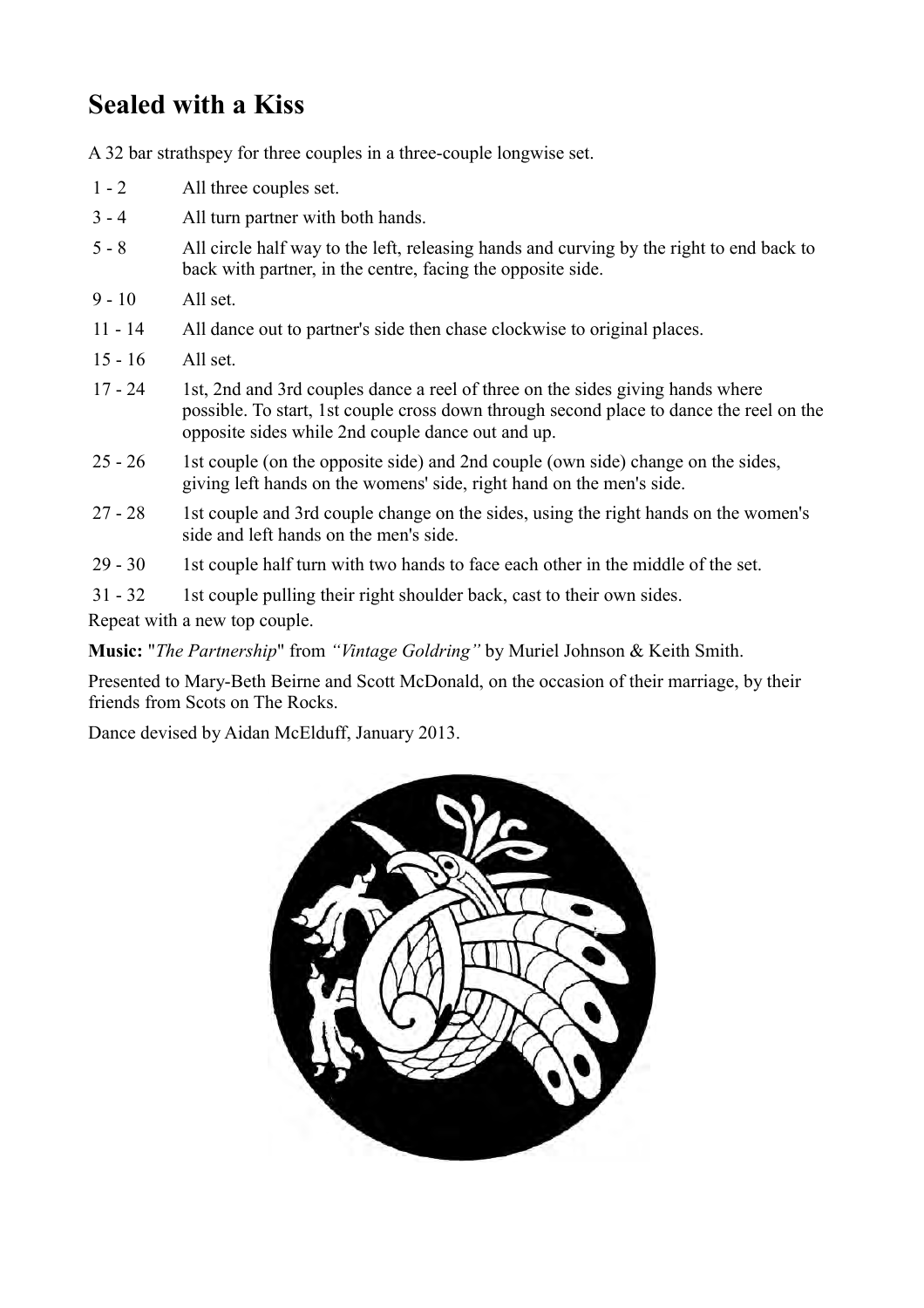# Sealed with a Kiss

A 32 bar strathspey for three couples in a three-couple longwise set.

| | |
|---|---|
| 1 - 2 | All three couples set. |
| 3 - 4 | All turn partner with both hands. |
| 5 - 8 | All circle half way to the left, releasing hands and curving by the right to end back to back with partner, in the centre, facing the opposite side. |
| 9 - 10 | All set. |
| 11 - 14 | All dance out to partner's side then chase clockwise to original places. |
| 15 - 16 | All set. |
| 17 - 24 | 1st, 2nd and 3rd couples dance a reel of three on the sides giving hands where possible. To start, 1st couple cross down through second place to dance the reel on the opposite sides while 2nd couple dance out and up. |
| 25 - 26 | 1st couple (on the opposite side) and 2nd couple (own side) change on the sides, giving left hands on the womens' side, right hand on the men's side. |
| 27 - 28 | 1st couple and 3rd couple change on the sides, using the right hands on the women's side and left hands on the men's side. |
| 29 - 30 | 1st couple half turn with two hands to face each other in the middle of the set. |
| 31 - 32 | 1st couple pulling their right shoulder back, cast to their own sides. |

Repeat with a new top couple.

**Music:** "*The Partnership*" from *"Vintage Goldring"* by Muriel Johnson & Keith Smith.

Presented to Mary-Beth Beirne and Scott McDonald, on the occasion of their marriage, by their friends from Scots on The Rocks.

Dance devised by Aidan McElduff, January 2013.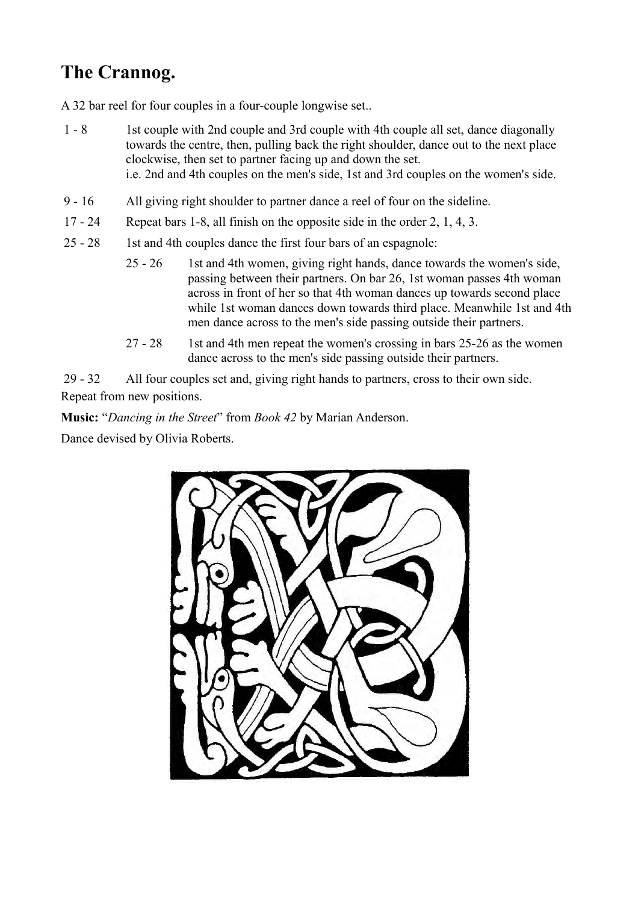# The Crannog.

A 32 bar reel for four couples in a four-couple longwise set..

1 - 8 1st couple with 2nd couple and 3rd couple with 4th couple all set, dance diagonally towards the centre, then, pulling back the right shoulder, dance out to the next place clockwise, then set to partner facing up and down the set.
i.e. 2nd and 4th couples on the men's side, 1st and 3rd couples on the women's side.

9 - 16 All giving right shoulder to partner dance a reel of four on the sideline.

17 - 24 Repeat bars 1-8, all finish on the opposite side in the order 2, 1, 4, 3.

25 - 28 1st and 4th couples dance the first four bars of an espagnole:

- 25 - 26 1st and 4th women, giving right hands, dance towards the women's side, passing between their partners. On bar 26, 1st woman passes 4th woman across in front of her so that 4th woman dances up towards second place while 1st woman dances down towards third place. Meanwhile 1st and 4th men dance across to the men's side passing outside their partners.
- 27 - 28 1st and 4th men repeat the women's crossing in bars 25-26 as the women dance across to the men's side passing outside their partners.

29 - 32 All four couples set and, giving right hands to partners, cross to their own side.

Repeat from new positions.

**Music:** "*Dancing in the Street*" from *Book 42* by Marian Anderson.

Dance devised by Olivia Roberts.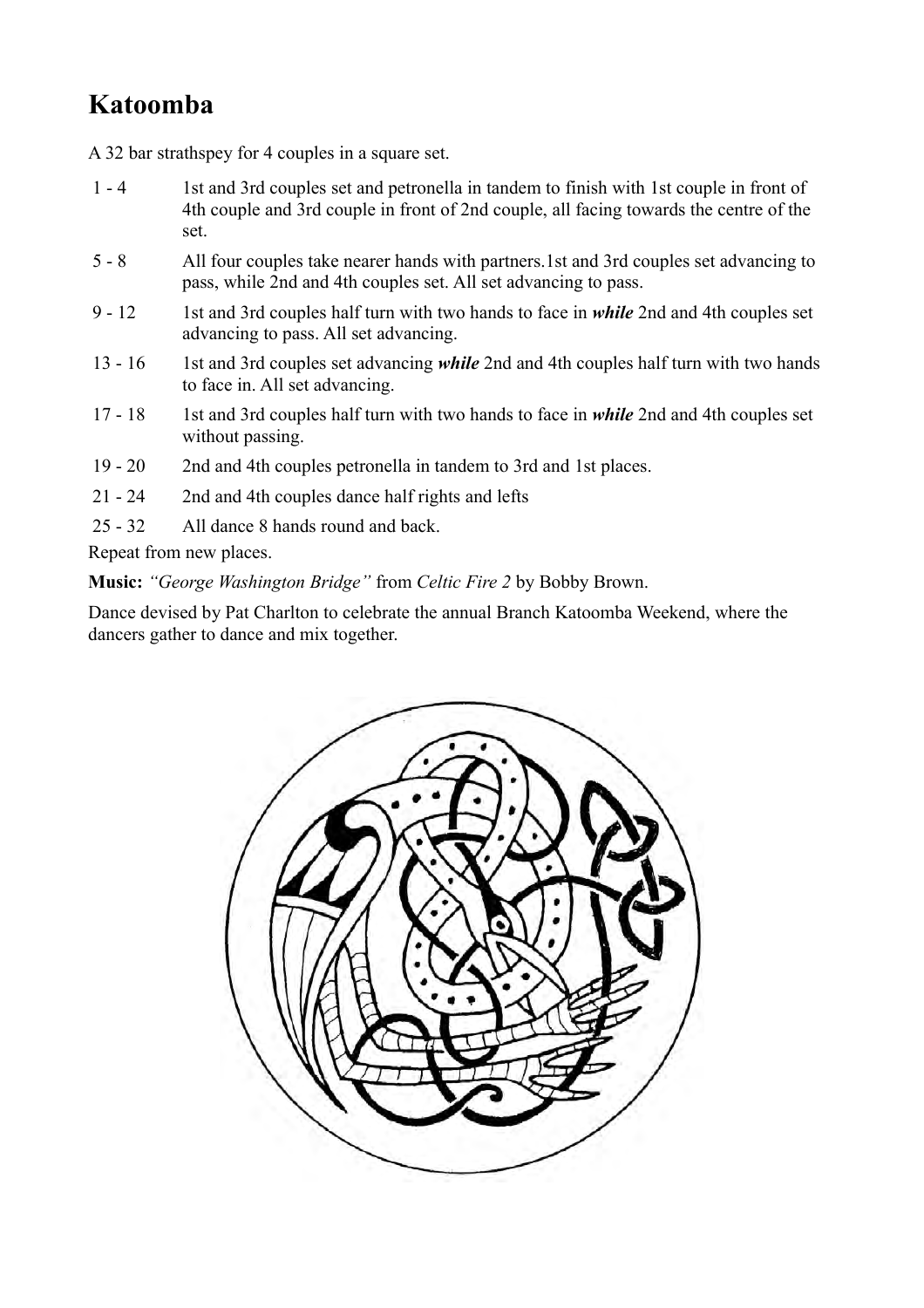# Katoomba

A 32 bar strathspey for 4 couples in a square set.

| | |
|---|---|
| 1 - 4 | 1st and 3rd couples set and petronella in tandem to finish with 1st couple in front of 4th couple and 3rd couple in front of 2nd couple, all facing towards the centre of the set. |
| 5 - 8 | All four couples take nearer hands with partners.1st and 3rd couples set advancing to pass, while 2nd and 4th couples set. All set advancing to pass. |
| 9 - 12 | 1st and 3rd couples half turn with two hands to face in ***while*** 2nd and 4th couples set advancing to pass. All set advancing. |
| 13 - 16 | 1st and 3rd couples set advancing ***while*** 2nd and 4th couples half turn with two hands to face in. All set advancing. |
| 17 - 18 | 1st and 3rd couples half turn with two hands to face in ***while*** 2nd and 4th couples set without passing. |
| 19 - 20 | 2nd and 4th couples petronella in tandem to 3rd and 1st places. |
| 21 - 24 | 2nd and 4th couples dance half rights and lefts |
| 25 - 32 | All dance 8 hands round and back. |

Repeat from new places.

**Music:** *"George Washington Bridge"* from *Celtic Fire 2* by Bobby Brown.

Dance devised by Pat Charlton to celebrate the annual Branch Katoomba Weekend, where the dancers gather to dance and mix together.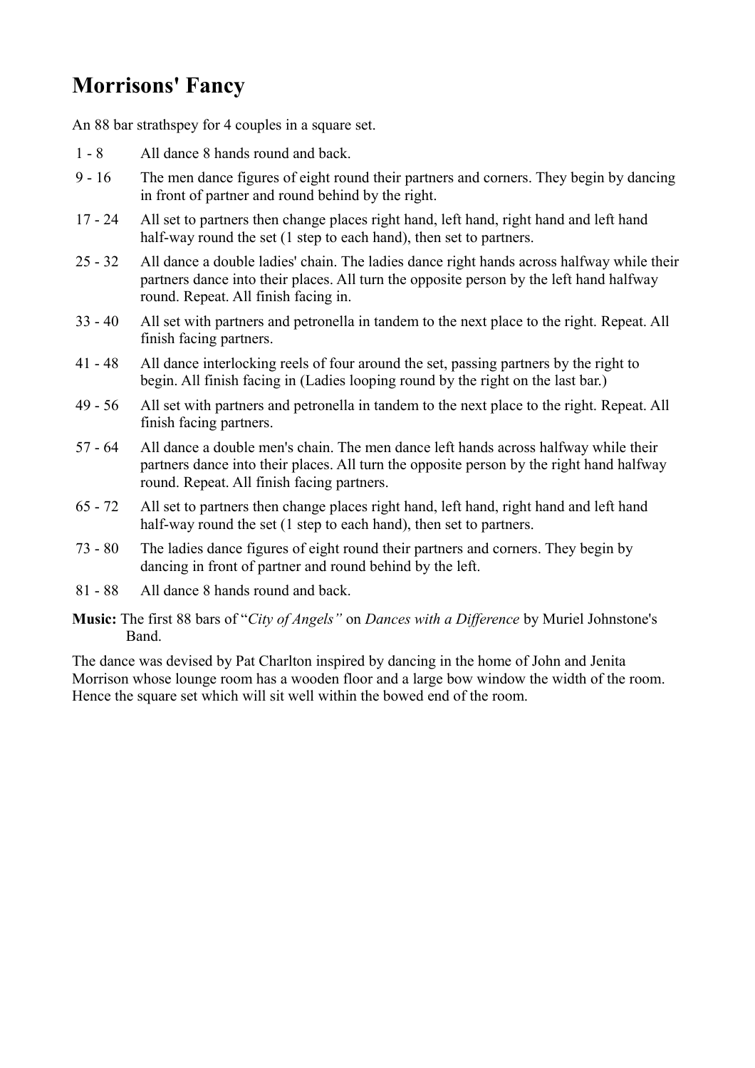# Morrisons' Fancy

An 88 bar strathspey for 4 couples in a square set.

| | |
|---|---|
| 1 - 8 | All dance 8 hands round and back. |
| 9 - 16 | The men dance figures of eight round their partners and corners. They begin by dancing in front of partner and round behind by the right. |
| 17 - 24 | All set to partners then change places right hand, left hand, right hand and left hand half-way round the set (1 step to each hand), then set to partners. |
| 25 - 32 | All dance a double ladies' chain. The ladies dance right hands across halfway while their partners dance into their places. All turn the opposite person by the left hand halfway round. Repeat. All finish facing in. |
| 33 - 40 | All set with partners and petronella in tandem to the next place to the right. Repeat. All finish facing partners. |
| 41 - 48 | All dance interlocking reels of four around the set, passing partners by the right to begin. All finish facing in (Ladies looping round by the right on the last bar.) |
| 49 - 56 | All set with partners and petronella in tandem to the next place to the right. Repeat. All finish facing partners. |
| 57 - 64 | All dance a double men's chain. The men dance left hands across halfway while their partners dance into their places. All turn the opposite person by the right hand halfway round. Repeat. All finish facing partners. |
| 65 - 72 | All set to partners then change places right hand, left hand, right hand and left hand half-way round the set (1 step to each hand), then set to partners. |
| 73 - 80 | The ladies dance figures of eight round their partners and corners. They begin by dancing in front of partner and round behind by the left. |
| 81 - 88 | All dance 8 hands round and back. |

**Music:** The first 88 bars of "*City of Angels"* on *Dances with a Difference* by Muriel Johnstone's Band.

The dance was devised by Pat Charlton inspired by dancing in the home of John and Jenita Morrison whose lounge room has a wooden floor and a large bow window the width of the room. Hence the square set which will sit well within the bowed end of the room.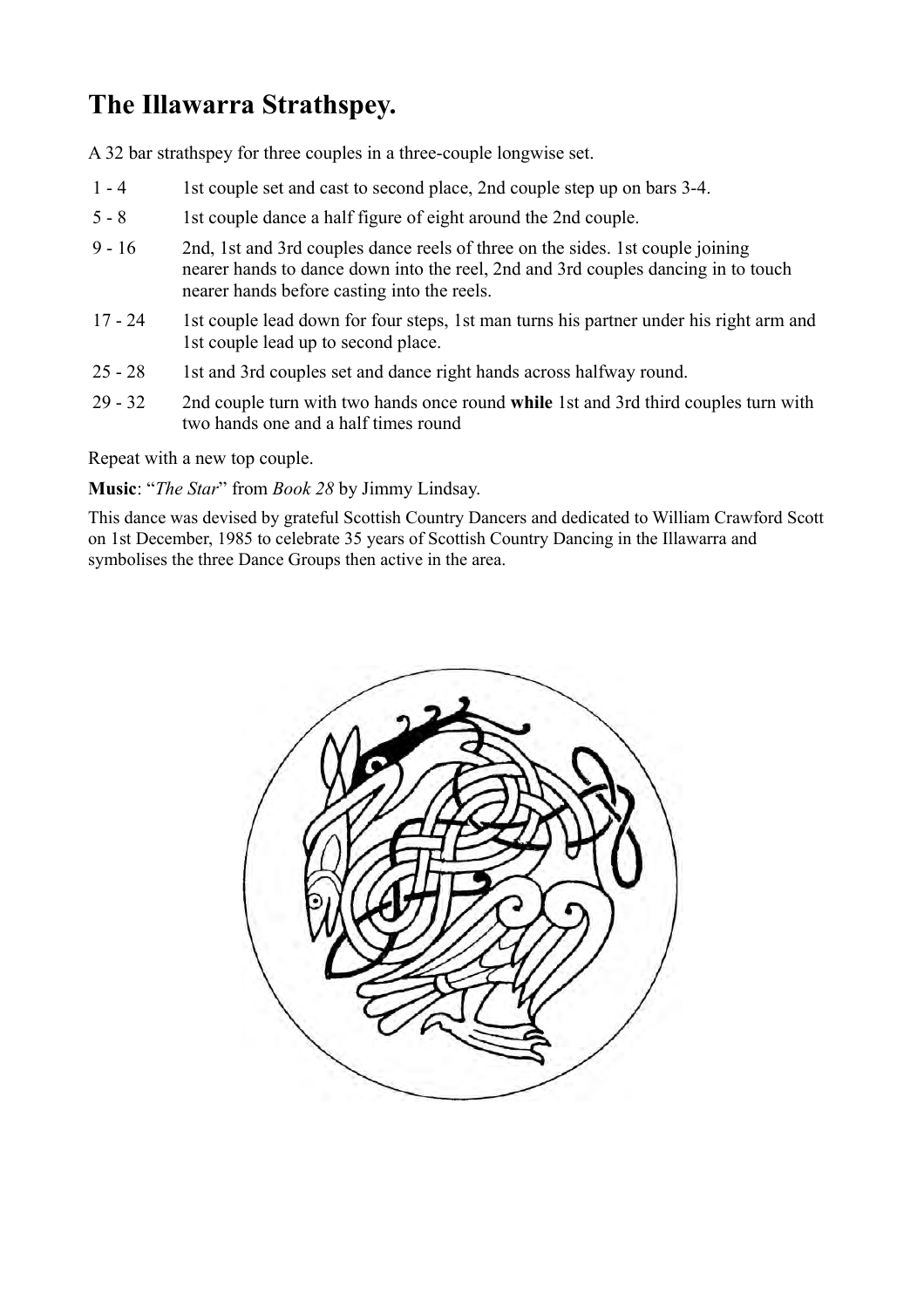# The Illawarra Strathspey.

A 32 bar strathspey for three couples in a three-couple longwise set.

| | |
|---|---|
| 1 - 4 | 1st couple set and cast to second place, 2nd couple step up on bars 3-4. |
| 5 - 8 | 1st couple dance a half figure of eight around the 2nd couple. |
| 9 - 16 | 2nd, 1st and 3rd couples dance reels of three on the sides. 1st couple joining nearer hands to dance down into the reel, 2nd and 3rd couples dancing in to touch nearer hands before casting into the reels. |
| 17 - 24 | 1st couple lead down for four steps, 1st man turns his partner under his right arm and 1st couple lead up to second place. |
| 25 - 28 | 1st and 3rd couples set and dance right hands across halfway round. |
| 29 - 32 | 2nd couple turn with two hands once round **while** 1st and 3rd third couples turn with two hands one and a half times round |

Repeat with a new top couple.

**Music**: "*The Star*" from *Book 28* by Jimmy Lindsay.

This dance was devised by grateful Scottish Country Dancers and dedicated to William Crawford Scott on 1st December, 1985 to celebrate 35 years of Scottish Country Dancing in the Illawarra and symbolises the three Dance Groups then active in the area.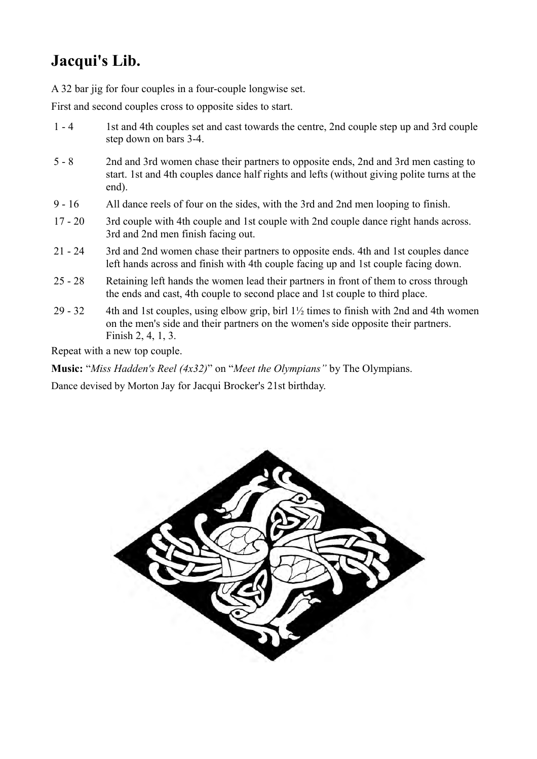# Jacqui's Lib.

A 32 bar jig for four couples in a four-couple longwise set.

First and second couples cross to opposite sides to start.

| | |
|---|---|
| 1 - 4 | 1st and 4th couples set and cast towards the centre, 2nd couple step up and 3rd couple step down on bars 3-4. |
| 5 - 8 | 2nd and 3rd women chase their partners to opposite ends, 2nd and 3rd men casting to start. 1st and 4th couples dance half rights and lefts (without giving polite turns at the end). |
| 9 - 16 | All dance reels of four on the sides, with the 3rd and 2nd men looping to finish. |
| 17 - 20 | 3rd couple with 4th couple and 1st couple with 2nd couple dance right hands across. 3rd and 2nd men finish facing out. |
| 21 - 24 | 3rd and 2nd women chase their partners to opposite ends. 4th and 1st couples dance left hands across and finish with 4th couple facing up and 1st couple facing down. |
| 25 - 28 | Retaining left hands the women lead their partners in front of them to cross through the ends and cast, 4th couple to second place and 1st couple to third place. |
| 29 - 32 | 4th and 1st couples, using elbow grip, birl 1½ times to finish with 2nd and 4th women on the men's side and their partners on the women's side opposite their partners. Finish 2, 4, 1, 3. |

Repeat with a new top couple.

**Music:** "*Miss Hadden's Reel (4x32)*" on "*Meet the Olympians"* by The Olympians.

Dance devised by Morton Jay for Jacqui Brocker's 21st birthday.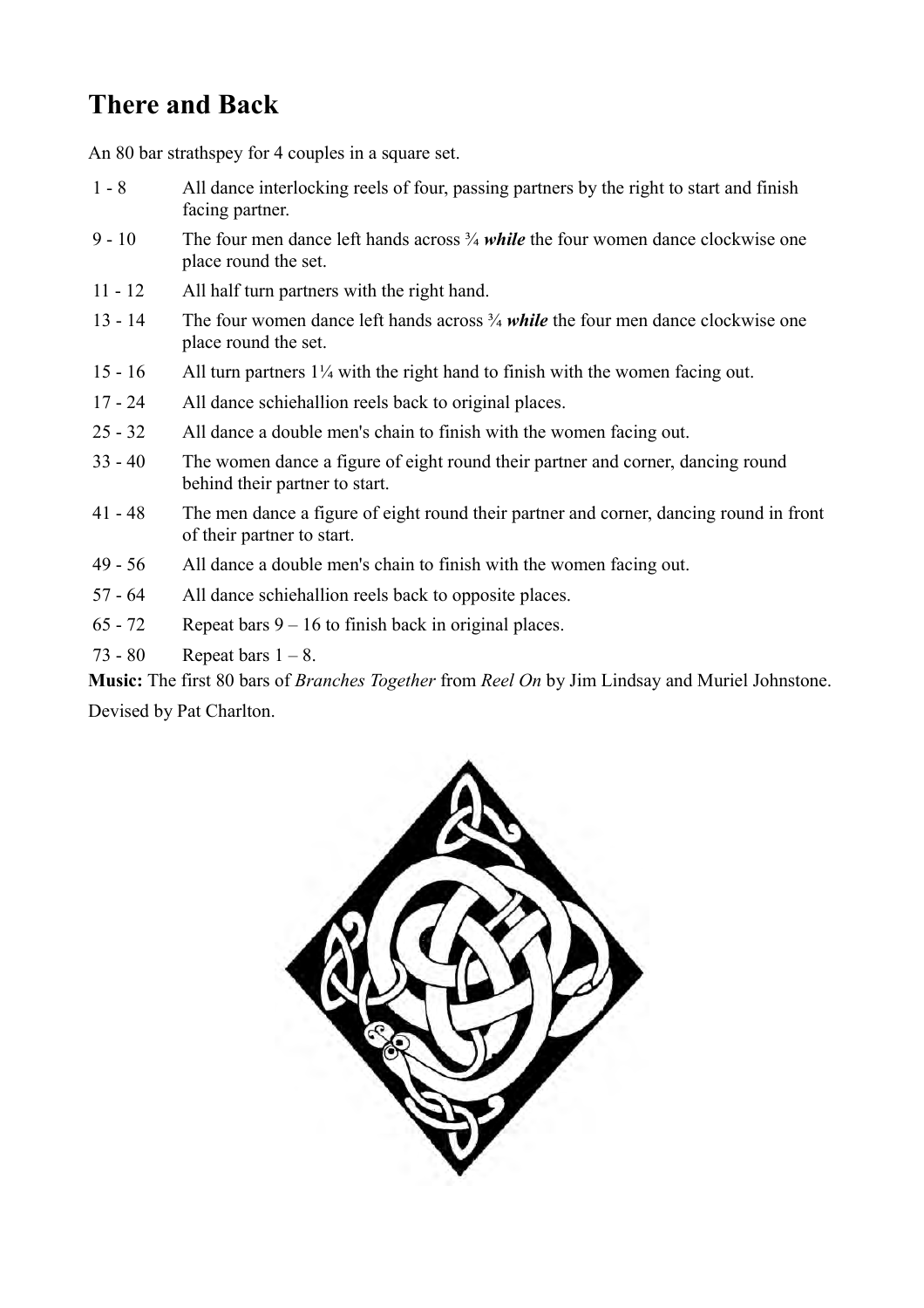## There and Back

An 80 bar strathspey for 4 couples in a square set.

| | |
|---|---|
| 1 - 8 | All dance interlocking reels of four, passing partners by the right to start and finish facing partner. |
| 9 - 10 | The four men dance left hands across ¾ ***while*** the four women dance clockwise one place round the set. |
| 11 - 12 | All half turn partners with the right hand. |
| 13 - 14 | The four women dance left hands across ¾ ***while*** the four men dance clockwise one place round the set. |
| 15 - 16 | All turn partners 1¼ with the right hand to finish with the women facing out. |
| 17 - 24 | All dance schiehallion reels back to original places. |
| 25 - 32 | All dance a double men's chain to finish with the women facing out. |
| 33 - 40 | The women dance a figure of eight round their partner and corner, dancing round behind their partner to start. |
| 41 - 48 | The men dance a figure of eight round their partner and corner, dancing round in front of their partner to start. |
| 49 - 56 | All dance a double men's chain to finish with the women facing out. |
| 57 - 64 | All dance schiehallion reels back to opposite places. |
| 65 - 72 | Repeat bars 9 – 16 to finish back in original places. |
| 73 - 80 | Repeat bars 1 – 8. |

**Music:** The first 80 bars of *Branches Together* from *Reel On* by Jim Lindsay and Muriel Johnstone.

Devised by Pat Charlton.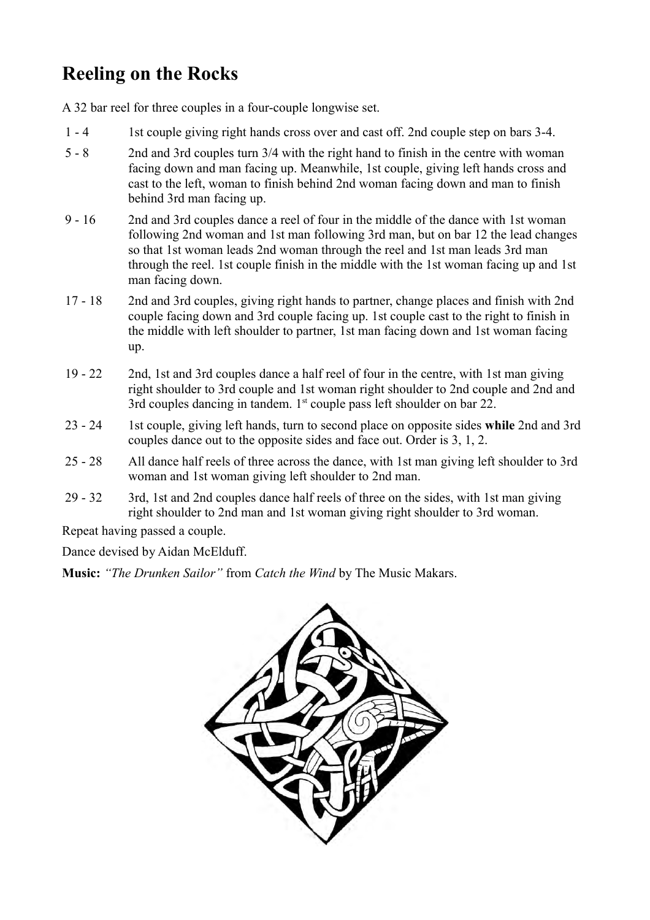## Reeling on the Rocks

A 32 bar reel for three couples in a four-couple longwise set.

| | |
|---|---|
| 1 - 4 | 1st couple giving right hands cross over and cast off. 2nd couple step on bars 3-4. |
| 5 - 8 | 2nd and 3rd couples turn 3/4 with the right hand to finish in the centre with woman facing down and man facing up. Meanwhile, 1st couple, giving left hands cross and cast to the left, woman to finish behind 2nd woman facing down and man to finish behind 3rd man facing up. |
| 9 - 16 | 2nd and 3rd couples dance a reel of four in the middle of the dance with 1st woman following 2nd woman and 1st man following 3rd man, but on bar 12 the lead changes so that 1st woman leads 2nd woman through the reel and 1st man leads 3rd man through the reel. 1st couple finish in the middle with the 1st woman facing up and 1st man facing down. |
| 17 - 18 | 2nd and 3rd couples, giving right hands to partner, change places and finish with 2nd couple facing down and 3rd couple facing up. 1st couple cast to the right to finish in the middle with left shoulder to partner, 1st man facing down and 1st woman facing up. |
| 19 - 22 | 2nd, 1st and 3rd couples dance a half reel of four in the centre, with 1st man giving right shoulder to 3rd couple and 1st woman right shoulder to 2nd couple and 2nd and 3rd couples dancing in tandem. 1st couple pass left shoulder on bar 22. |
| 23 - 24 | 1st couple, giving left hands, turn to second place on opposite sides **while** 2nd and 3rd couples dance out to the opposite sides and face out. Order is 3, 1, 2. |
| 25 - 28 | All dance half reels of three across the dance, with 1st man giving left shoulder to 3rd woman and 1st woman giving left shoulder to 2nd man. |
| 29 - 32 | 3rd, 1st and 2nd couples dance half reels of three on the sides, with 1st man giving right shoulder to 2nd man and 1st woman giving right shoulder to 3rd woman. |

Repeat having passed a couple.

Dance devised by Aidan McElduff.

**Music:** *"The Drunken Sailor"* from *Catch the Wind* by The Music Makars.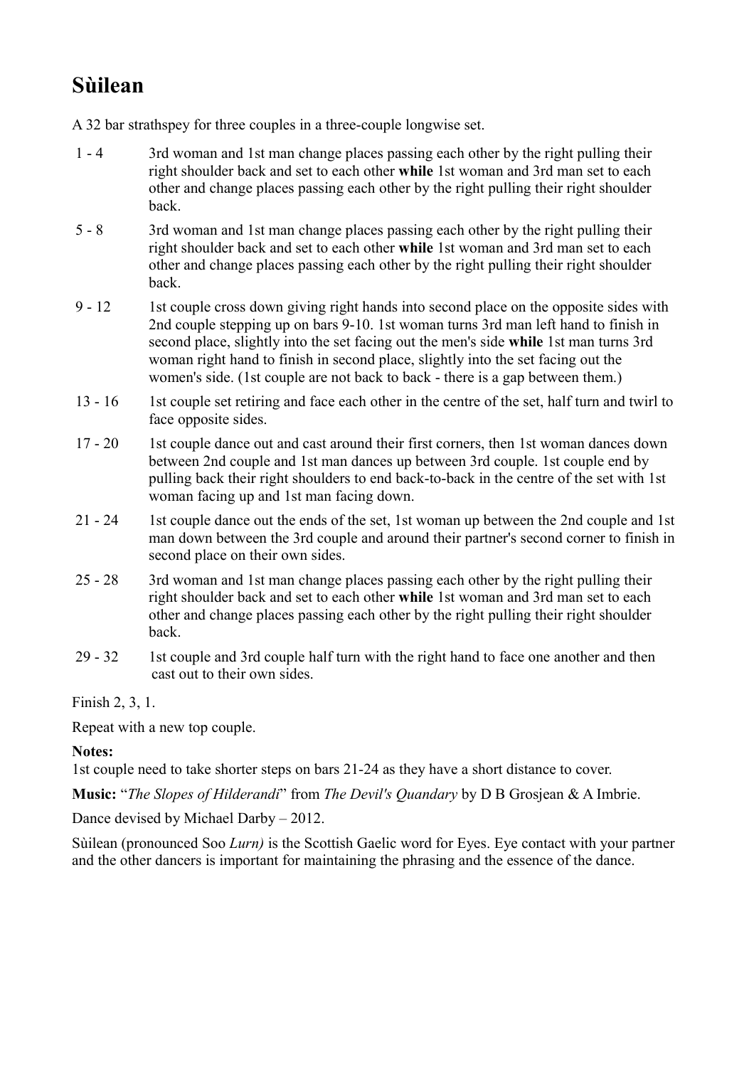# Sùilean

A 32 bar strathspey for three couples in a three-couple longwise set.

| | |
|---|---|
| 1 - 4 | 3rd woman and 1st man change places passing each other by the right pulling their right shoulder back and set to each other **while** 1st woman and 3rd man set to each other and change places passing each other by the right pulling their right shoulder back. |
| 5 - 8 | 3rd woman and 1st man change places passing each other by the right pulling their right shoulder back and set to each other **while** 1st woman and 3rd man set to each other and change places passing each other by the right pulling their right shoulder back. |
| 9 - 12 | 1st couple cross down giving right hands into second place on the opposite sides with 2nd couple stepping up on bars 9-10. 1st woman turns 3rd man left hand to finish in second place, slightly into the set facing out the men's side **while** 1st man turns 3rd woman right hand to finish in second place, slightly into the set facing out the women's side. (1st couple are not back to back - there is a gap between them.) |
| 13 - 16 | 1st couple set retiring and face each other in the centre of the set, half turn and twirl to face opposite sides. |
| 17 - 20 | 1st couple dance out and cast around their first corners, then 1st woman dances down between 2nd couple and 1st man dances up between 3rd couple. 1st couple end by pulling back their right shoulders to end back-to-back in the centre of the set with 1st woman facing up and 1st man facing down. |
| 21 - 24 | 1st couple dance out the ends of the set, 1st woman up between the 2nd couple and 1st man down between the 3rd couple and around their partner's second corner to finish in second place on their own sides. |
| 25 - 28 | 3rd woman and 1st man change places passing each other by the right pulling their right shoulder back and set to each other **while** 1st woman and 3rd man set to each other and change places passing each other by the right pulling their right shoulder back. |
| 29 - 32 | 1st couple and 3rd couple half turn with the right hand to face one another and then cast out to their own sides. |

Finish 2, 3, 1.

Repeat with a new top couple.

**Notes:**
1st couple need to take shorter steps on bars 21-24 as they have a short distance to cover.

**Music:** "*The Slopes of Hilderandi*" from *The Devil's Quandary* by D B Grosjean & A Imbrie.

Dance devised by Michael Darby – 2012.

Sùilean (pronounced Soo *Lurn)* is the Scottish Gaelic word for Eyes. Eye contact with your partner and the other dancers is important for maintaining the phrasing and the essence of the dance.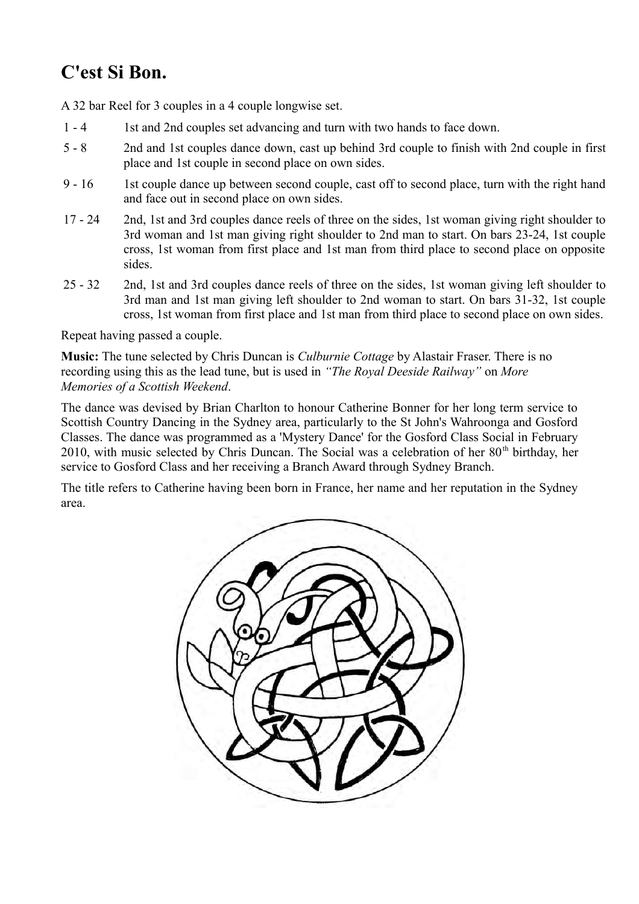## C'est Si Bon.

A 32 bar Reel for 3 couples in a 4 couple longwise set.

| | |
|---|---|
| 1 - 4 | 1st and 2nd couples set advancing and turn with two hands to face down. |
| 5 - 8 | 2nd and 1st couples dance down, cast up behind 3rd couple to finish with 2nd couple in first place and 1st couple in second place on own sides. |
| 9 - 16 | 1st couple dance up between second couple, cast off to second place, turn with the right hand and face out in second place on own sides. |
| 17 - 24 | 2nd, 1st and 3rd couples dance reels of three on the sides, 1st woman giving right shoulder to 3rd woman and 1st man giving right shoulder to 2nd man to start. On bars 23-24, 1st couple cross, 1st woman from first place and 1st man from third place to second place on opposite sides. |
| 25 - 32 | 2nd, 1st and 3rd couples dance reels of three on the sides, 1st woman giving left shoulder to 3rd man and 1st man giving left shoulder to 2nd woman to start. On bars 31-32, 1st couple cross, 1st woman from first place and 1st man from third place to second place on own sides. |

Repeat having passed a couple.

**Music:** The tune selected by Chris Duncan is *Culburnie Cottage* by Alastair Fraser. There is no recording using this as the lead tune, but is used in *"The Royal Deeside Railway"* on *More Memories of a Scottish Weekend*.

The dance was devised by Brian Charlton to honour Catherine Bonner for her long term service to Scottish Country Dancing in the Sydney area, particularly to the St John's Wahroonga and Gosford Classes. The dance was programmed as a 'Mystery Dance' for the Gosford Class Social in February 2010, with music selected by Chris Duncan. The Social was a celebration of her 80th birthday, her service to Gosford Class and her receiving a Branch Award through Sydney Branch.

The title refers to Catherine having been born in France, her name and her reputation in the Sydney area.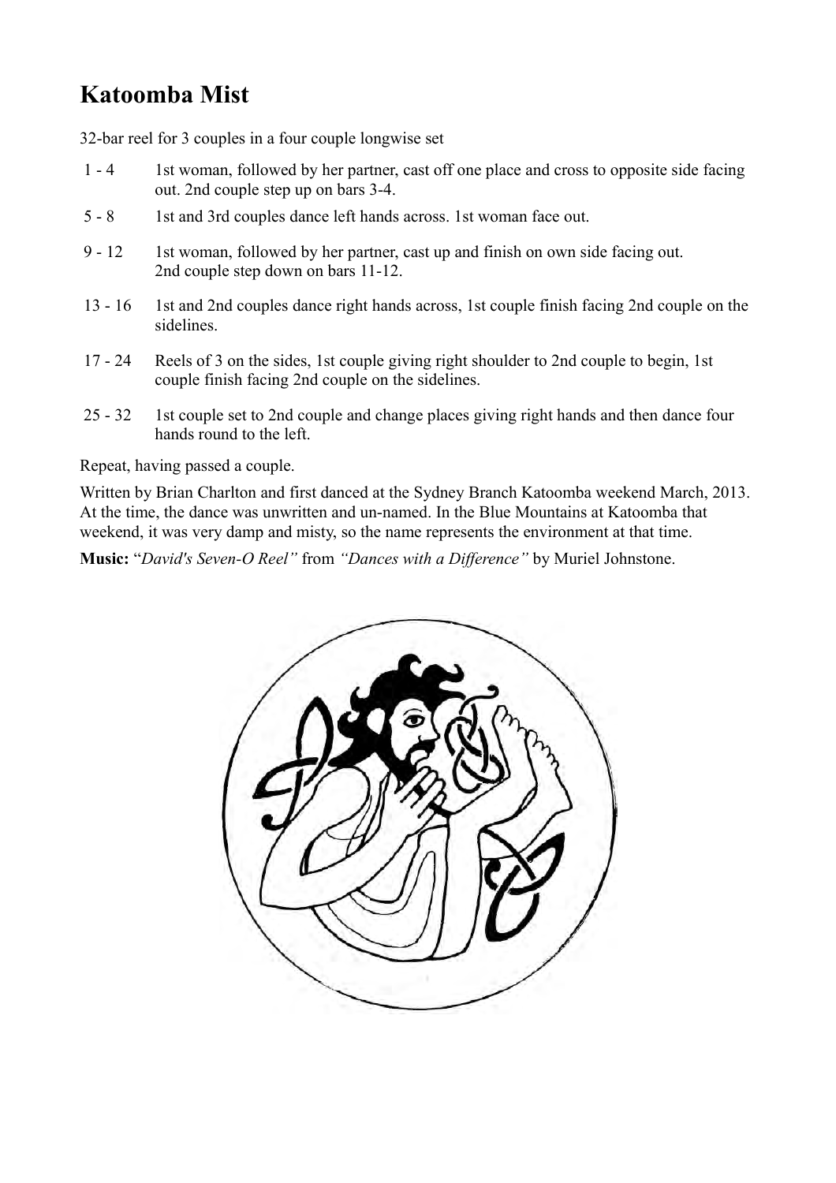# Katoomba Mist

32-bar reel for 3 couples in a four couple longwise set

| | |
|---|---|
| 1 - 4 | 1st woman, followed by her partner, cast off one place and cross to opposite side facing out. 2nd couple step up on bars 3-4. |
| 5 - 8 | 1st and 3rd couples dance left hands across. 1st woman face out. |
| 9 - 12 | 1st woman, followed by her partner, cast up and finish on own side facing out. 2nd couple step down on bars 11-12. |
| 13 - 16 | 1st and 2nd couples dance right hands across, 1st couple finish facing 2nd couple on the sidelines. |
| 17 - 24 | Reels of 3 on the sides, 1st couple giving right shoulder to 2nd couple to begin, 1st couple finish facing 2nd couple on the sidelines. |
| 25 - 32 | 1st couple set to 2nd couple and change places giving right hands and then dance four hands round to the left. |

Repeat, having passed a couple.

Written by Brian Charlton and first danced at the Sydney Branch Katoomba weekend March, 2013. At the time, the dance was unwritten and un-named. In the Blue Mountains at Katoomba that weekend, it was very damp and misty, so the name represents the environment at that time.

**Music:** "*David's Seven-O Reel"* from *"Dances with a Difference"* by Muriel Johnstone.